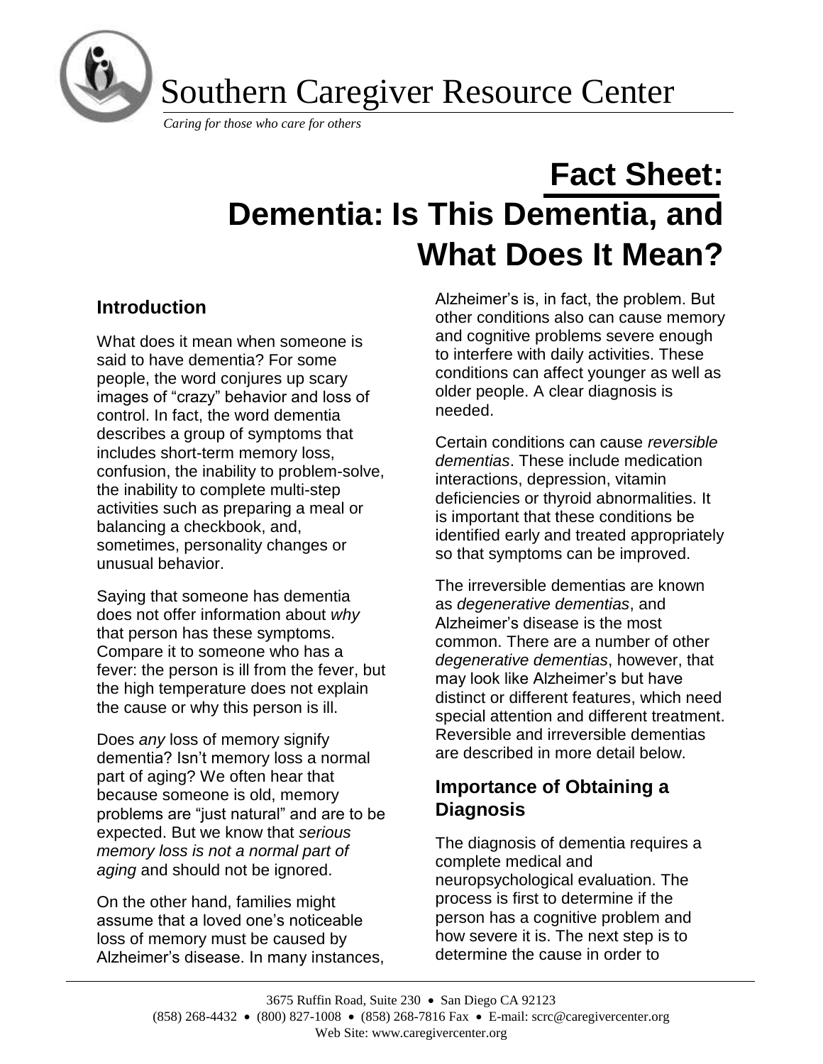# Southern Caregiver Resource Center

*Caring for those who care for others*

# Fact Sheet: Dementia: Is This Dementia, and What Does It Mean?

## Introduction

What does it mean when someone is said to have dementia? For some people, the word conjures up scary images of "crazy" behavior and loss of control. In fact, the word dementia describes a group of symptoms that includes short-term memory loss, confusion, the inability to problem-solve, the inability to complete multi-step activities such as preparing a meal or balancing a checkbook, and, sometimes, personality changes or unusual behavior.

Saying that someone has dementia does not offer information about *why* that person has these symptoms. Compare it to someone who has a fever: the person is ill from the fever, but the high temperature does not explain the cause or why this person is ill.

Does *any* loss of memory signify dementia? Isn't memory loss a normal part of aging? We often hear that because someone is old, memory problems are "just natural" and are to be expected. But we know that *serious memory loss is not a normal part of aging* and should not be ignored.

On the other hand, families might assume that a loved one's noticeable loss of memory must be caused by Alzheimer's disease. In many instances, Alzheimer's is, in fact, the problem. But other conditions also can cause memory and cognitive problems severe enough to interfere with daily activities. These conditions can affect younger as well as older people. A clear diagnosis is needed.

Certain conditions can cause *reversible dementias*. These include medication interactions, depression, vitamin deficiencies or thyroid abnormalities. It is important that these conditions be identified early and treated appropriately so that symptoms can be improved.

The irreversible dementias are known as *degenerative dementias*, and Alzheimer's disease is the most common. There are a number of other *degenerative dementias*, however, that may look like Alzheimer's but have distinct or different features, which need special attention and different treatment. Reversible and irreversible dementias are described in more detail below.

## Importance of Obtaining a Diagnosis

The diagnosis of dementia requires a complete medical and neuropsychological evaluation. The process is first to determine if the person has a cognitive problem and how severe it is. The next step is to determine the cause in order to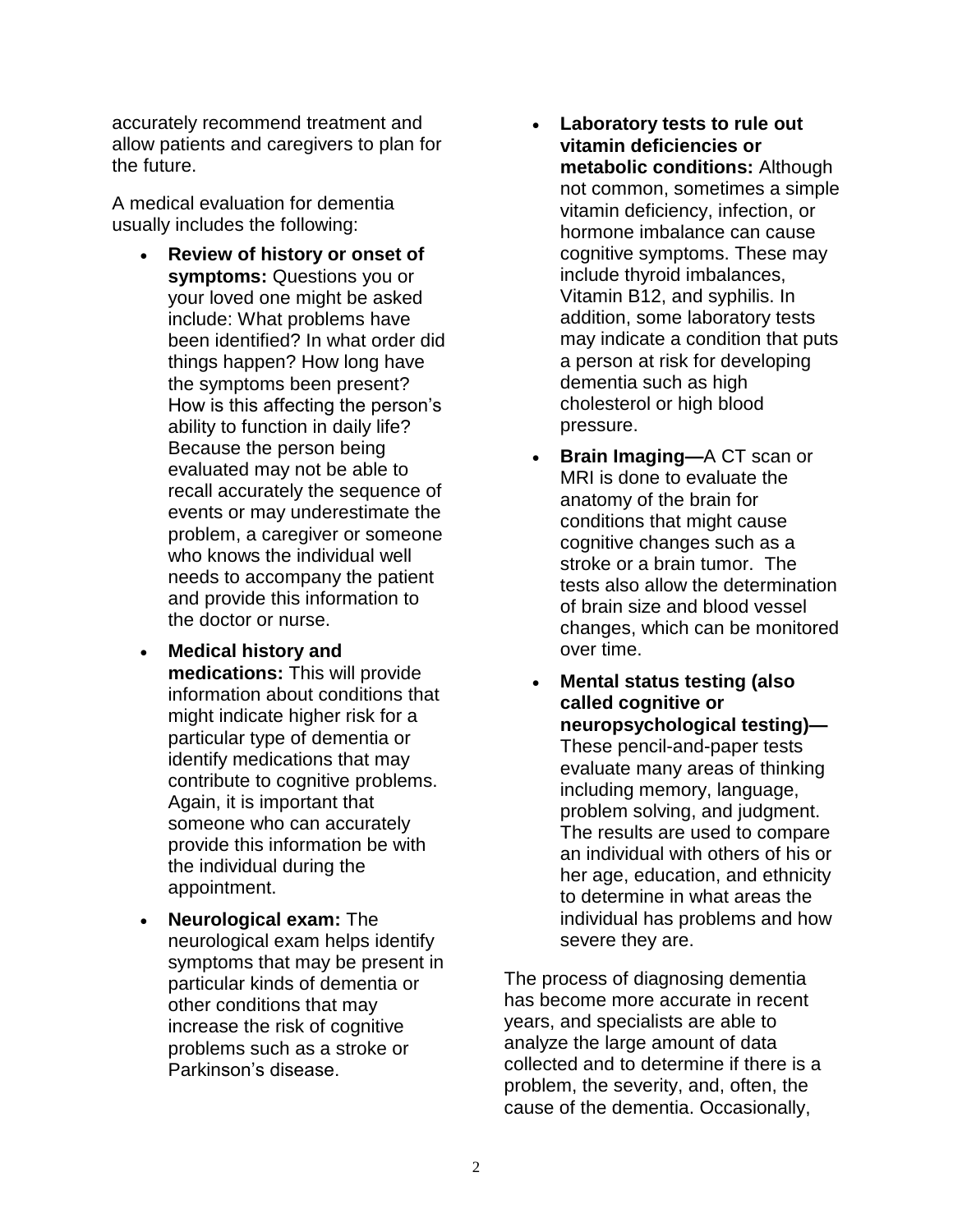accurately recommend treatment and allow patients and caregivers to plan for the future.

A medical evaluation for dementia usually includes the following:

- **Review of history or onset of symptoms:** Questions you or your loved one might be asked include: What problems have been identified? In what order did things happen? How long have the symptoms been present? How is this affecting the person's ability to function in daily life? Because the person being evaluated may not be able to recall accurately the sequence of events or may underestimate the problem, a caregiver or someone who knows the individual well needs to accompany the patient and provide this information to the doctor or nurse.
- **Medical history and medications:** This will provide information about conditions that might indicate higher risk for a particular type of dementia or identify medications that may contribute to cognitive problems. Again, it is important that someone who can accurately provide this information be with the individual during the appointment.
- **Neurological exam:** The neurological exam helps identify symptoms that may be present in particular kinds of dementia or other conditions that may increase the risk of cognitive problems such as a stroke or Parkinson's disease.
- **Laboratory tests to rule out vitamin deficiencies or metabolic conditions:** Although not common, sometimes a simple vitamin deficiency, infection, or hormone imbalance can cause cognitive symptoms. These may include thyroid imbalances, Vitamin B12, and syphilis. In addition, some laboratory tests may indicate a condition that puts a person at risk for developing dementia such as high cholesterol or high blood pressure.
- **Brain Imaging—**A CT scan or MRI is done to evaluate the anatomy of the brain for conditions that might cause cognitive changes such as a stroke or a brain tumor. The tests also allow the determination of brain size and blood vessel changes, which can be monitored over time.
- **Mental status testing (also called cognitive or neuropsychological testing)—** These pencil-and-paper tests evaluate many areas of thinking including memory, language, problem solving, and judgment. The results are used to compare an individual with others of his or her age, education, and ethnicity to determine in what areas the individual has problems and how severe they are.

The process of diagnosing dementia has become more accurate in recent years, and specialists are able to analyze the large amount of data collected and to determine if there is a problem, the severity, and, often, the cause of the dementia. Occasionally,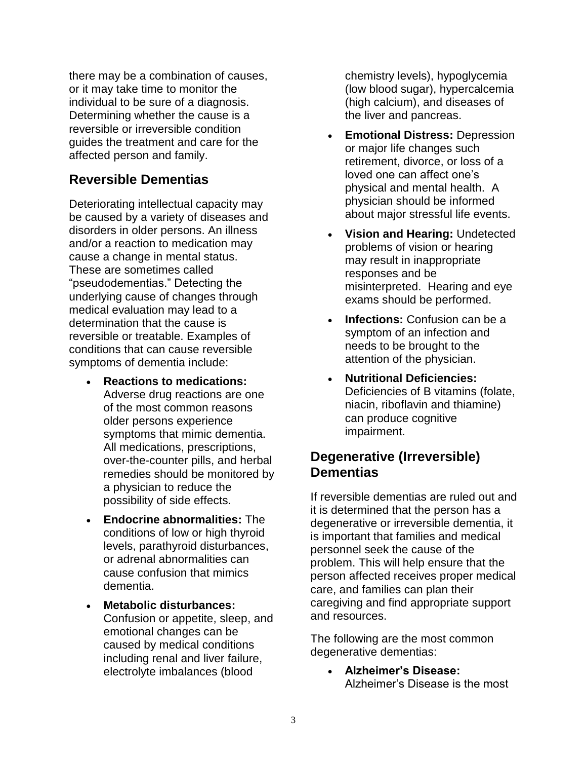there may be a combination of causes, or it may take time to monitor the individual to be sure of a diagnosis. Determining whether the cause is a reversible or irreversible condition guides the treatment and care for the affected person and family.

## Reversible Dementias

Deteriorating intellectual capacity may be caused by a variety of diseases and disorders in older persons. An illness and/or a reaction to medication may cause a change in mental status. These are sometimes called "pseudodementias." Detecting the underlying cause of changes through medical evaluation may lead to a determination that the cause is reversible or treatable. Examples of conditions that can cause reversible symptoms of dementia include:

- **Reactions to medications:** Adverse drug reactions are one of the most common reasons older persons experience symptoms that mimic dementia. All medications, prescriptions, over-the-counter pills, and herbal remedies should be monitored by a physician to reduce the possibility of side effects.
- **Endocrine abnormalities:** The conditions of low or high thyroid levels, parathyroid disturbances, or adrenal abnormalities can cause confusion that mimics dementia.
- **Metabolic disturbances:** Confusion or appetite, sleep, and emotional changes can be caused by medical conditions including renal and liver failure, electrolyte imbalances (blood chemistry levels), hypoglycemia (low blood sugar), hypercalcemia (high calcium), and diseases of the liver and pancreas.
- **Emotional Distress:** Depression or major life changes such retirement, divorce, or loss of a loved one can affect one's physical and mental health. A physician should be informed about major stressful life events.
- **Vision and Hearing:** Undetected problems of vision or hearing may result in inappropriate responses and be misinterpreted. Hearing and eye exams should be performed.
- **Infections:** Confusion can be a symptom of an infection and needs to be brought to the attention of the physician.
- **Nutritional Deficiencies:** Deficiencies of B vitamins (folate, niacin, riboflavin and thiamine) can produce cognitive impairment.

## Degenerative (Irreversible) Dementias

If reversible dementias are ruled out and it is determined that the person has a degenerative or irreversible dementia, it is important that families and medical personnel seek the cause of the problem. This will help ensure that the person affected receives proper medical care, and families can plan their caregiving and find appropriate support and resources.

The following are the most common degenerative dementias:

- **Alzheimer's Disease:** Alzheimer's Disease is the most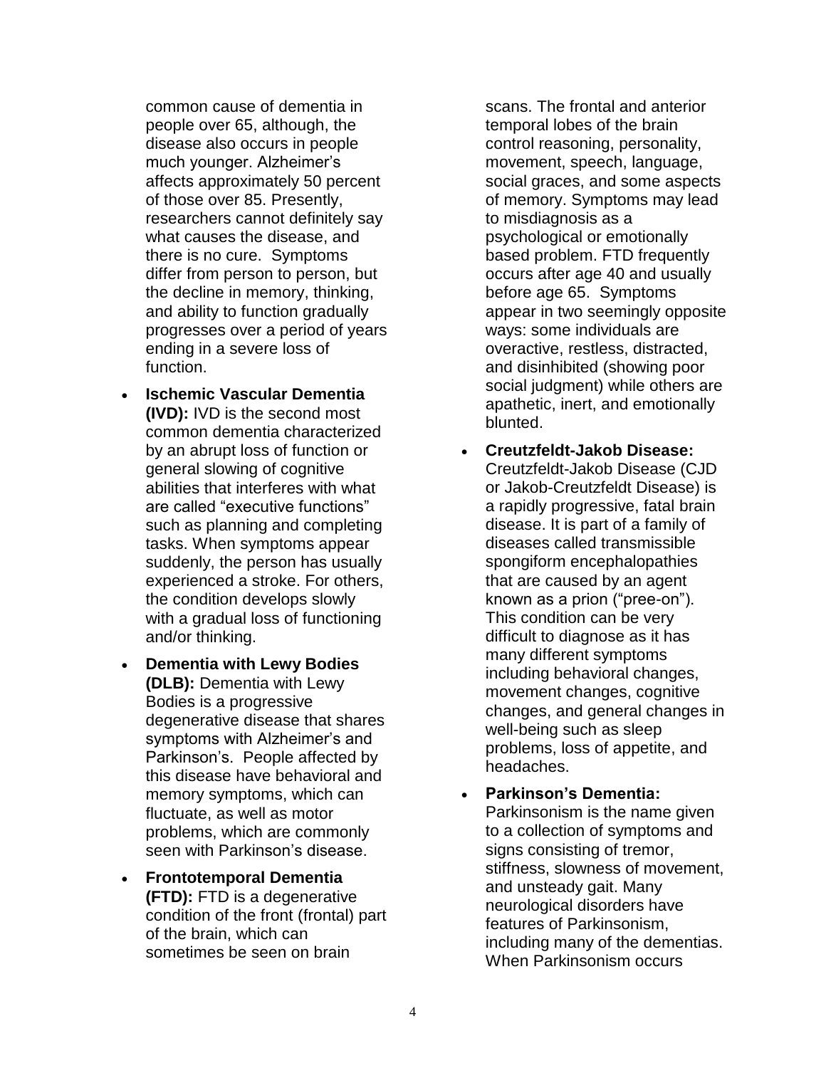common cause of dementia in people over 65, although, the disease also occurs in people much younger. Alzheimer's affects approximately 50 percent of those over 85. Presently, researchers cannot definitely say what causes the disease, and there is no cure. Symptoms differ from person to person, but the decline in memory, thinking, and ability to function gradually progresses over a period of years ending in a severe loss of function.

- **Ischemic Vascular Dementia (IVD):** IVD is the second most common dementia characterized by an abrupt loss of function or general slowing of cognitive abilities that interferes with what are called "executive functions" such as planning and completing tasks. When symptoms appear suddenly, the person has usually experienced a stroke. For others, the condition develops slowly with a gradual loss of functioning and/or thinking.
- **Dementia with Lewy Bodies (DLB):** Dementia with Lewy Bodies is a progressive degenerative disease that shares symptoms with Alzheimer's and Parkinson's. People affected by this disease have behavioral and memory symptoms, which can fluctuate, as well as motor problems, which are commonly seen with Parkinson's disease.
- **Frontotemporal Dementia (FTD):** FTD is a degenerative condition of the front (frontal) part of the brain, which can sometimes be seen on brain scans. The frontal and anterior temporal lobes of the brain control reasoning, personality, movement, speech, language, social graces, and some aspects of memory. Symptoms may lead to misdiagnosis as a psychological or emotionally based problem. FTD frequently occurs after age 40 and usually before age 65. Symptoms appear in two seemingly opposite ways: some individuals are overactive, restless, distracted, and disinhibited (showing poor social judgment) while others are apathetic, inert, and emotionally blunted.
- **Creutzfeldt-Jakob Disease:** Creutzfeldt-Jakob Disease (CJD or Jakob-Creutzfeldt Disease) is a rapidly progressive, fatal brain disease. It is part of a family of diseases called transmissible spongiform encephalopathies that are caused by an agent known as a prion ("pree-on"). This condition can be very difficult to diagnose as it has many different symptoms including behavioral changes, movement changes, cognitive changes, and general changes in well-being such as sleep problems, loss of appetite, and headaches.
- **Parkinson's Dementia:** Parkinsonism is the name given to a collection of symptoms and signs consisting of tremor, stiffness, slowness of movement, and unsteady gait. Many neurological disorders have features of Parkinsonism, including many of the dementias. When Parkinsonism occurs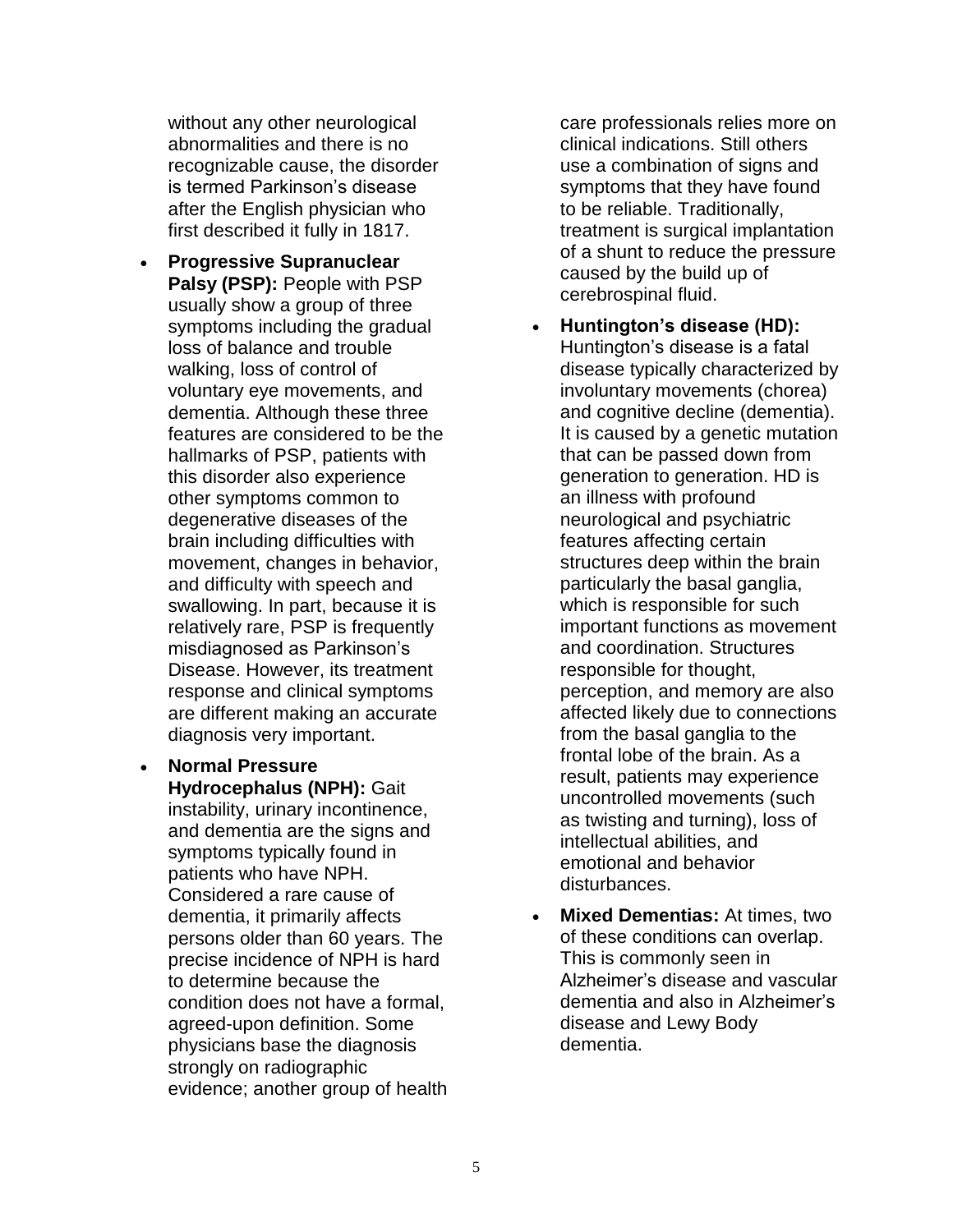without any other neurological abnormalities and there is no recognizable cause, the disorder is termed Parkinson's disease after the English physician who first described it fully in 1817.

- **Progressive Supranuclear Palsy (PSP):** People with PSP usually show a group of three symptoms including the gradual loss of balance and trouble walking, loss of control of voluntary eye movements, and dementia. Although these three features are considered to be the hallmarks of PSP, patients with this disorder also experience other symptoms common to degenerative diseases of the brain including difficulties with movement, changes in behavior, and difficulty with speech and swallowing. In part, because it is relatively rare, PSP is frequently misdiagnosed as Parkinson's Disease. However, its treatment response and clinical symptoms are different making an accurate diagnosis very important.
- **Normal Pressure Hydrocephalus (NPH):** Gait instability, urinary incontinence, and dementia are the signs and symptoms typically found in patients who have NPH. Considered a rare cause of dementia, it primarily affects persons older than 60 years. The precise incidence of NPH is hard to determine because the condition does not have a formal, agreed-upon definition. Some physicians base the diagnosis strongly on radiographic evidence; another group of health care professionals relies more on clinical indications. Still others use a combination of signs and symptoms that they have found to be reliable. Traditionally, treatment is surgical implantation of a shunt to reduce the pressure caused by the build up of cerebrospinal fluid.
- **Huntington's disease (HD):** Huntington's disease is a fatal disease typically characterized by involuntary movements (chorea) and cognitive decline (dementia). It is caused by a genetic mutation that can be passed down from generation to generation. HD is an illness with profound neurological and psychiatric features affecting certain structures deep within the brain particularly the basal ganglia, which is responsible for such important functions as movement and coordination. Structures responsible for thought, perception, and memory are also affected likely due to connections from the basal ganglia to the frontal lobe of the brain. As a result, patients may experience uncontrolled movements (such as twisting and turning), loss of intellectual abilities, and emotional and behavior disturbances.
- **Mixed Dementias:** At times, two of these conditions can overlap. This is commonly seen in Alzheimer's disease and vascular dementia and also in Alzheimer's disease and Lewy Body dementia.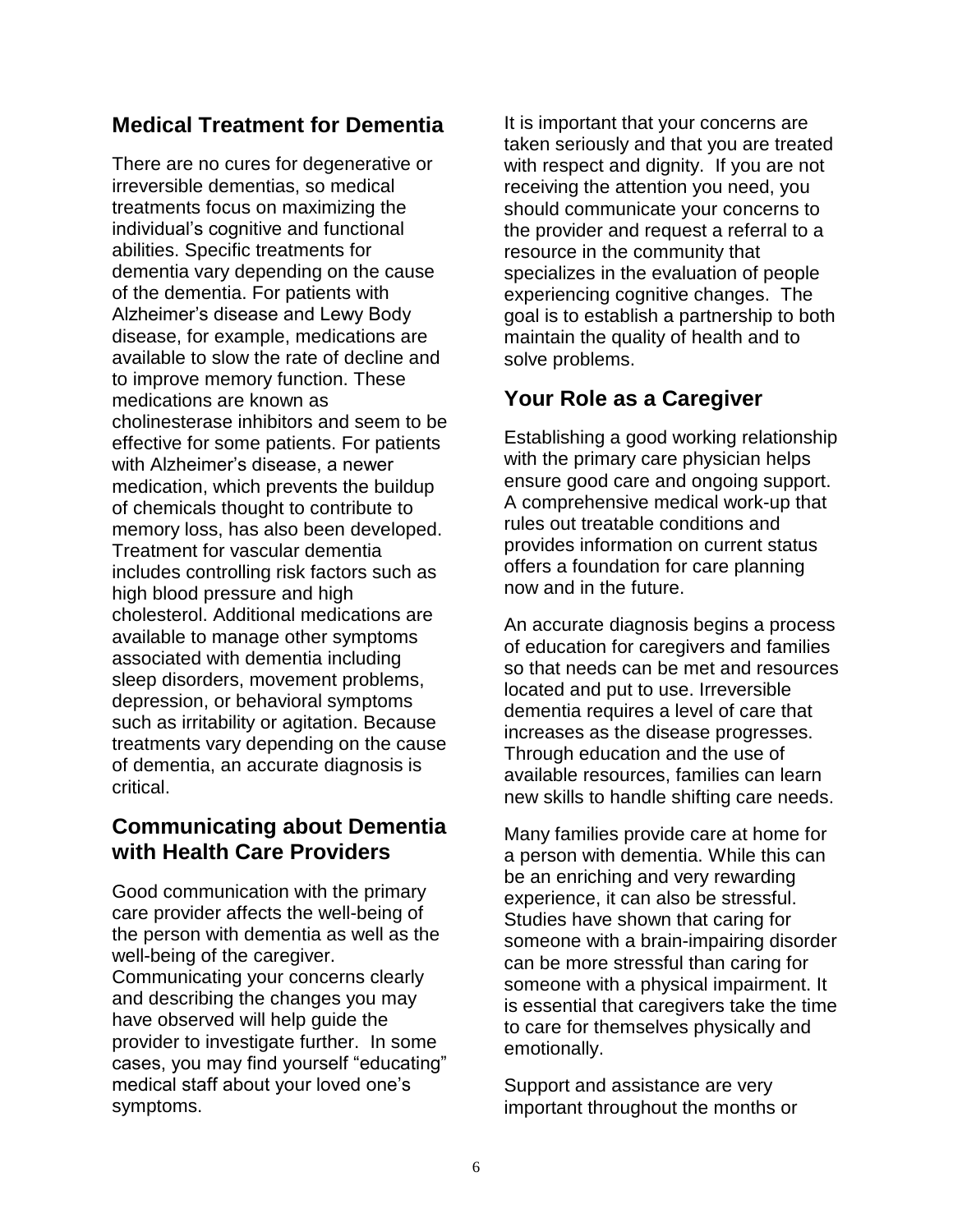## Medical Treatment for Dementia

There are no cures for degenerative or irreversible dementias, so medical treatments focus on maximizing the individual's cognitive and functional abilities. Specific treatments for dementia vary depending on the cause of the dementia. For patients with Alzheimer's disease and Lewy Body disease, for example, medications are available to slow the rate of decline and to improve memory function. These medications are known as cholinesterase inhibitors and seem to be effective for some patients. For patients with Alzheimer's disease, a newer medication, which prevents the buildup of chemicals thought to contribute to memory loss, has also been developed. Treatment for vascular dementia includes controlling risk factors such as high blood pressure and high cholesterol. Additional medications are available to manage other symptoms associated with dementia including sleep disorders, movement problems, depression, or behavioral symptoms such as irritability or agitation. Because treatments vary depending on the cause of dementia, an accurate diagnosis is critical.

## Communicating about Dementia with Health Care Providers

Good communication with the primary care provider affects the well-being of the person with dementia as well as the well-being of the caregiver. Communicating your concerns clearly and describing the changes you may have observed will help guide the provider to investigate further. In some cases, you may find yourself "educating" medical staff about your loved one's symptoms.

It is important that your concerns are taken seriously and that you are treated with respect and dignity. If you are not receiving the attention you need, you should communicate your concerns to the provider and request a referral to a resource in the community that specializes in the evaluation of people experiencing cognitive changes. The goal is to establish a partnership to both maintain the quality of health and to solve problems.

## Your Role as a Caregiver

Establishing a good working relationship with the primary care physician helps ensure good care and ongoing support. A comprehensive medical work-up that rules out treatable conditions and provides information on current status offers a foundation for care planning now and in the future.

An accurate diagnosis begins a process of education for caregivers and families so that needs can be met and resources located and put to use. Irreversible dementia requires a level of care that increases as the disease progresses. Through education and the use of available resources, families can learn new skills to handle shifting care needs.

Many families provide care at home for a person with dementia. While this can be an enriching and very rewarding experience, it can also be stressful. Studies have shown that caring for someone with a brain-impairing disorder can be more stressful than caring for someone with a physical impairment. It is essential that caregivers take the time to care for themselves physically and emotionally.

Support and assistance are very important throughout the months or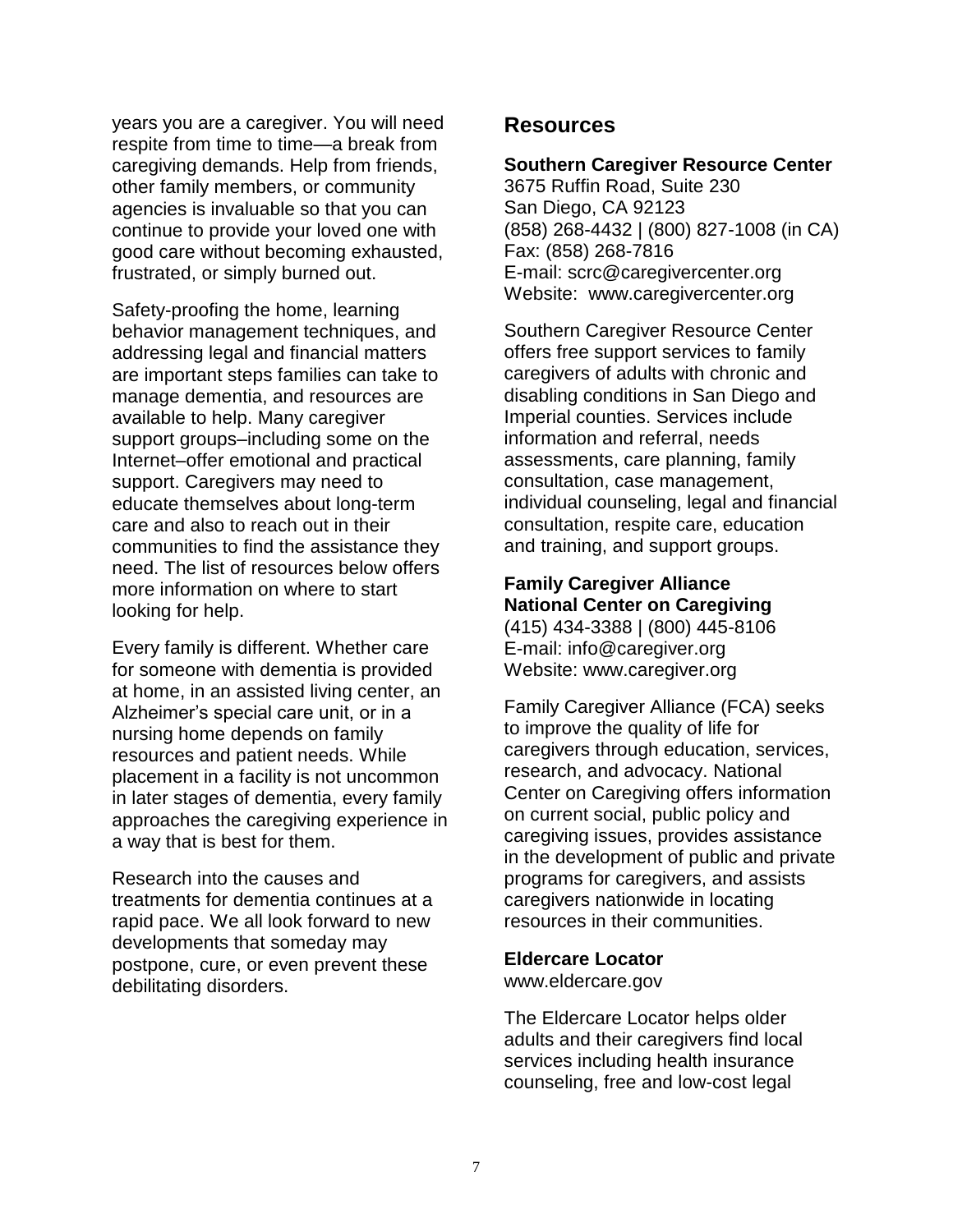years you are a caregiver. You will need respite from time to time—a break from caregiving demands. Help from friends, other family members, or community agencies is invaluable so that you can continue to provide your loved one with good care without becoming exhausted, frustrated, or simply burned out.

Safety-proofing the home, learning behavior management techniques, and addressing legal and financial matters are important steps families can take to manage dementia, and resources are available to help. Many caregiver support groups–including some on the Internet–offer emotional and practical support. Caregivers may need to educate themselves about long-term care and also to reach out in their communities to find the assistance they need. The list of resources below offers more information on where to start looking for help.

Every family is different. Whether care for someone with dementia is provided at home, in an assisted living center, an Alzheimer's special care unit, or in a nursing home depends on family resources and patient needs. While placement in a facility is not uncommon in later stages of dementia, every family approaches the caregiving experience in a way that is best for them.

Research into the causes and treatments for dementia continues at a rapid pace. We all look forward to new developments that someday may postpone, cure, or even prevent these debilitating disorders.

## Resources

**Southern Caregiver Resource Center**
3675 Ruffin Road, Suite 230
San Diego, CA 92123
(858) 268-4432 | (800) 827-1008 (in CA)
Fax: (858) 268-7816
E-mail: scrc@caregivercenter.org
Website: www.caregivercenter.org

Southern Caregiver Resource Center offers free support services to family caregivers of adults with chronic and disabling conditions in San Diego and Imperial counties. Services include information and referral, needs assessments, care planning, family consultation, case management, individual counseling, legal and financial consultation, respite care, education and training, and support groups.

**Family Caregiver Alliance**
**National Center on Caregiving**
(415) 434-3388 | (800) 445-8106
E-mail: info@caregiver.org
Website: www.caregiver.org

Family Caregiver Alliance (FCA) seeks to improve the quality of life for caregivers through education, services, research, and advocacy. National Center on Caregiving offers information on current social, public policy and caregiving issues, provides assistance in the development of public and private programs for caregivers, and assists caregivers nationwide in locating resources in their communities.

**Eldercare Locator**
www.eldercare.gov

The Eldercare Locator helps older adults and their caregivers find local services including health insurance counseling, free and low-cost legal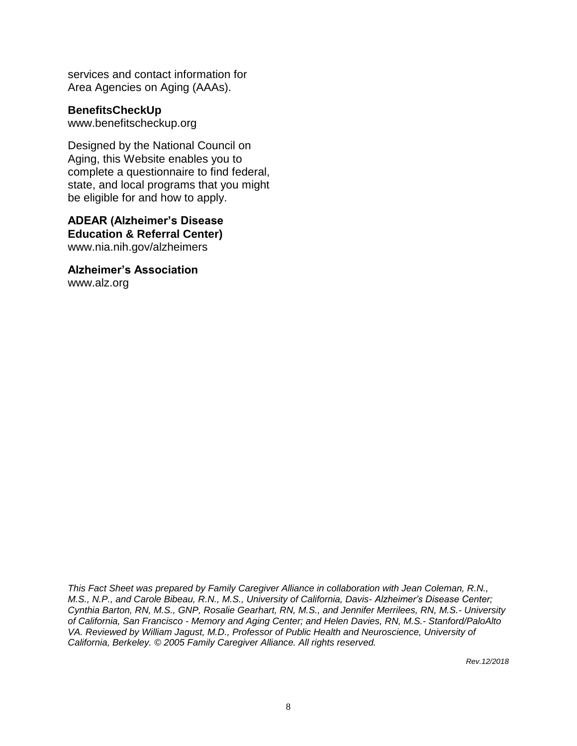services and contact information for Area Agencies on Aging (AAAs).

**BenefitsCheckUp**
www.benefitscheckup.org

Designed by the National Council on Aging, this Website enables you to complete a questionnaire to find federal, state, and local programs that you might be eligible for and how to apply.

**ADEAR (Alzheimer's Disease Education & Referral Center)**
www.nia.nih.gov/alzheimers

**Alzheimer's Association**
www.alz.org

*This Fact Sheet was prepared by Family Caregiver Alliance in collaboration with Jean Coleman, R.N., M.S., N.P., and Carole Bibeau, R.N., M.S., University of California, Davis- Alzheimer's Disease Center; Cynthia Barton, RN, M.S., GNP, Rosalie Gearhart, RN, M.S., and Jennifer Merrilees, RN, M.S.- University of California, San Francisco - Memory and Aging Center; and Helen Davies, RN, M.S.- Stanford/PaloAlto VA. Reviewed by William Jagust, M.D., Professor of Public Health and Neuroscience, University of California, Berkeley. © 2005 Family Caregiver Alliance. All rights reserved.*

*Rev.12/2018*